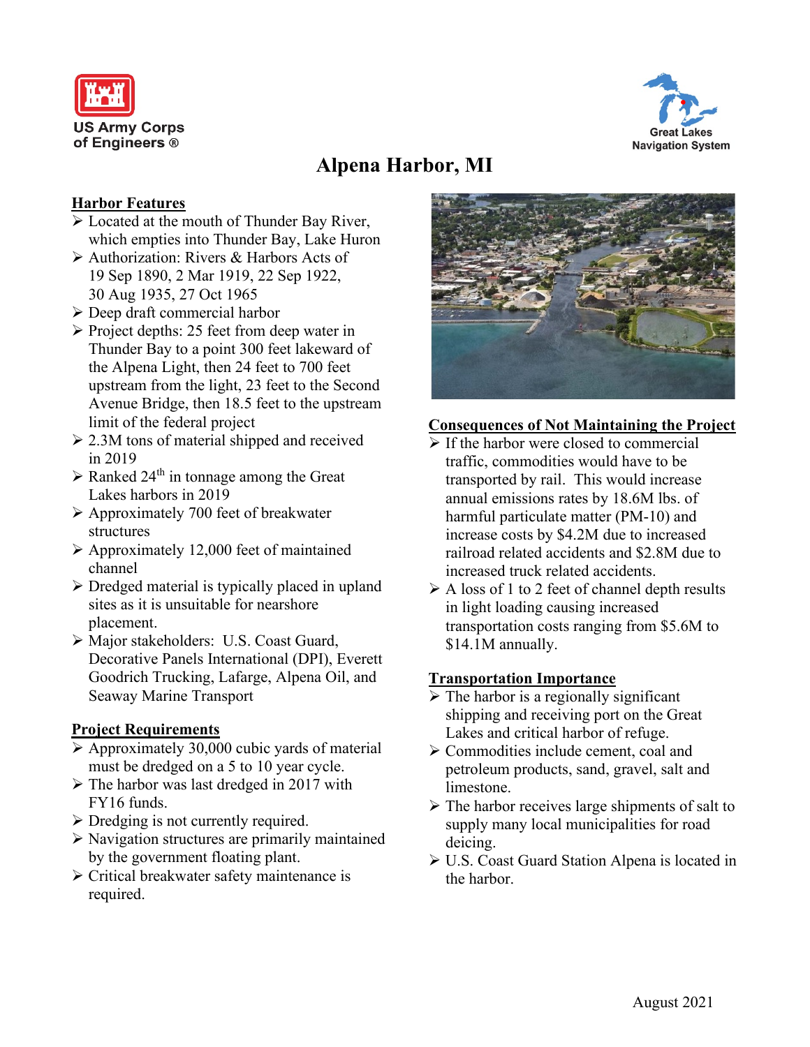US Army Corps of Engineers ®

Great Lakes Navigation System

# Alpena Harbor, MI

## Harbor Features

- Located at the mouth of Thunder Bay River, which empties into Thunder Bay, Lake Huron
- Authorization: Rivers & Harbors Acts of 19 Sep 1890, 2 Mar 1919, 22 Sep 1922, 30 Aug 1935, 27 Oct 1965
- Deep draft commercial harbor
- Project depths: 25 feet from deep water in Thunder Bay to a point 300 feet lakeward of the Alpena Light, then 24 feet to 700 feet upstream from the light, 23 feet to the Second Avenue Bridge, then 18.5 feet to the upstream limit of the federal project
- 2.3M tons of material shipped and received in 2019
- Ranked 24th in tonnage among the Great Lakes harbors in 2019
- Approximately 700 feet of breakwater structures
- Approximately 12,000 feet of maintained channel
- Dredged material is typically placed in upland sites as it is unsuitable for nearshore placement.
- Major stakeholders: U.S. Coast Guard, Decorative Panels International (DPI), Everett Goodrich Trucking, Lafarge, Alpena Oil, and Seaway Marine Transport

## Project Requirements

- Approximately 30,000 cubic yards of material must be dredged on a 5 to 10 year cycle.
- The harbor was last dredged in 2017 with FY16 funds.
- Dredging is not currently required.
- Navigation structures are primarily maintained by the government floating plant.
- Critical breakwater safety maintenance is required.

## Consequences of Not Maintaining the Project

- If the harbor were closed to commercial traffic, commodities would have to be transported by rail. This would increase annual emissions rates by 18.6M lbs. of harmful particulate matter (PM-10) and increase costs by $4.2M due to increased railroad related accidents and $2.8M due to increased truck related accidents.
- A loss of 1 to 2 feet of channel depth results in light loading causing increased transportation costs ranging from $5.6M to $14.1M annually.

## Transportation Importance

- The harbor is a regionally significant shipping and receiving port on the Great Lakes and critical harbor of refuge.
- Commodities include cement, coal and petroleum products, sand, gravel, salt and limestone.
- The harbor receives large shipments of salt to supply many local municipalities for road deicing.
- U.S. Coast Guard Station Alpena is located in the harbor.

August 2021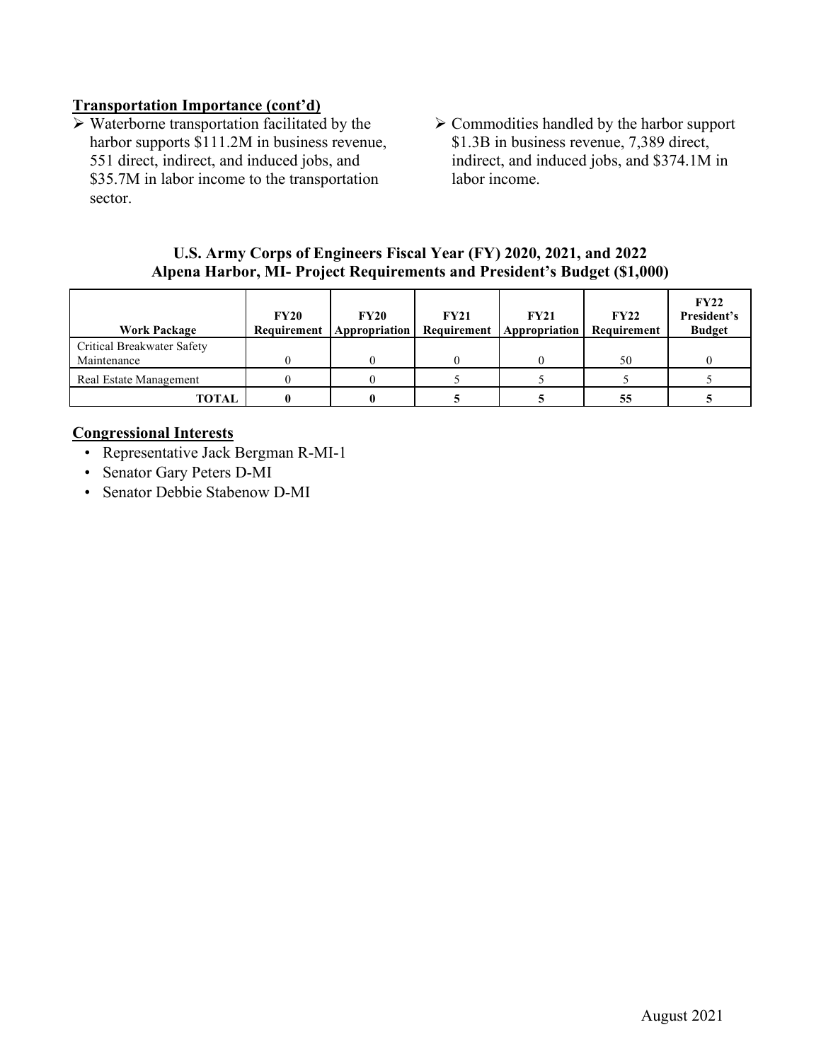**Transportation Importance (cont'd)**

- Waterborne transportation facilitated by the harbor supports $111.2M in business revenue, 551 direct, indirect, and induced jobs, and $35.7M in labor income to the transportation sector.
- Commodities handled by the harbor support $1.3B in business revenue, 7,389 direct, indirect, and induced jobs, and $374.1M in labor income.

**U.S. Army Corps of Engineers Fiscal Year (FY) 2020, 2021, and 2022**
**Alpena Harbor, MI- Project Requirements and President's Budget ($1,000)**

| Work Package | FY20 Requirement | FY20 Appropriation | FY21 Requirement | FY21 Appropriation | FY22 Requirement | FY22 President's Budget |
|---|---|---|---|---|---|---|
| Critical Breakwater Safety Maintenance | 0 | 0 | 0 | 0 | 50 | 0 |
| Real Estate Management | 0 | 0 | 5 | 5 | 5 | 5 |
| **TOTAL** | **0** | **0** | **5** | **5** | **55** | **5** |

**Congressional Interests**

- Representative Jack Bergman R-MI-1
- Senator Gary Peters D-MI
- Senator Debbie Stabenow D-MI

August 2021